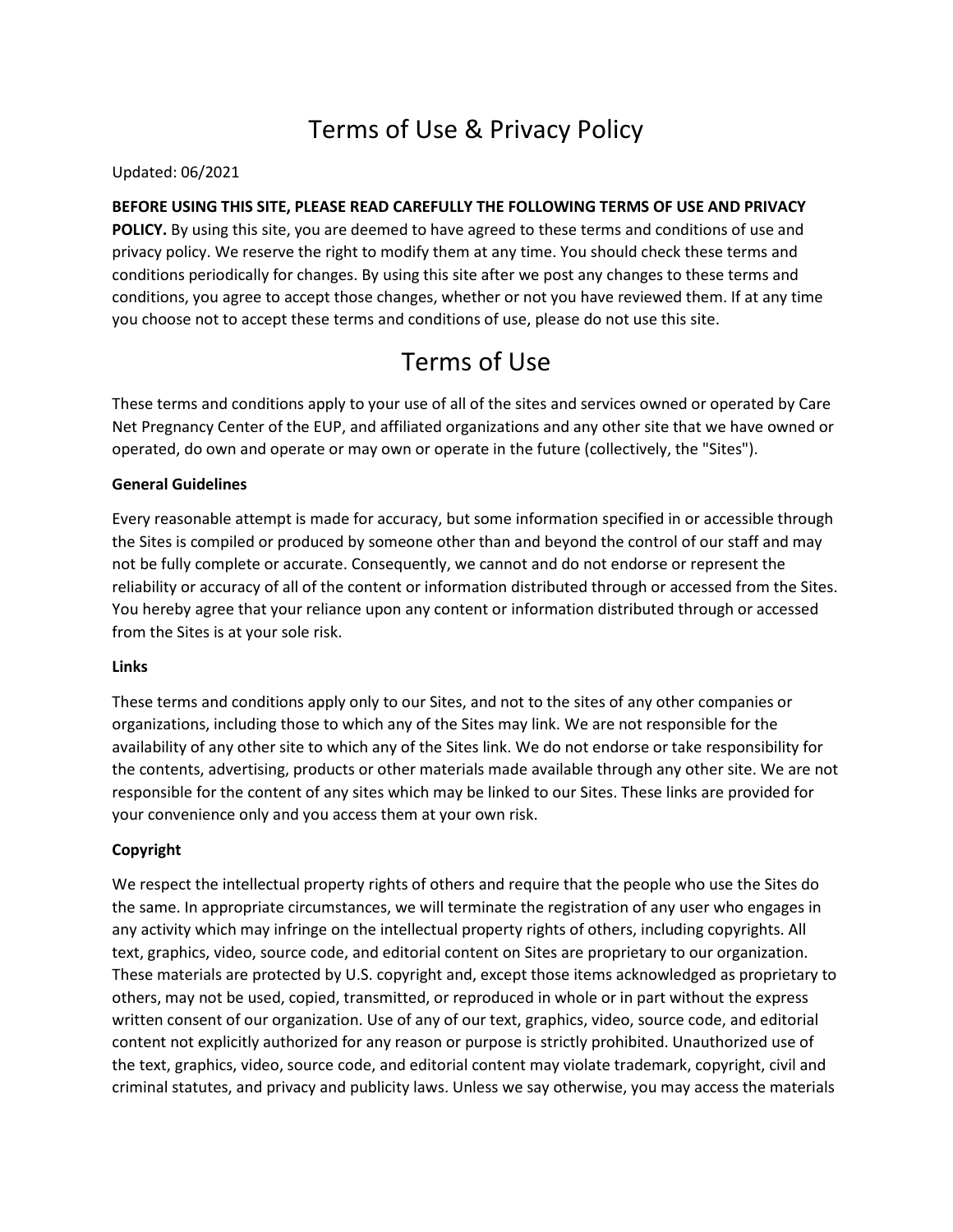# Terms of Use & Privacy Policy

Updated: 06/2021

**BEFORE USING THIS SITE, PLEASE READ CAREFULLY THE FOLLOWING TERMS OF USE AND PRIVACY POLICY.** By using this site, you are deemed to have agreed to these terms and conditions of use and privacy policy. We reserve the right to modify them at any time. You should check these terms and conditions periodically for changes. By using this site after we post any changes to these terms and conditions, you agree to accept those changes, whether or not you have reviewed them. If at any time you choose not to accept these terms and conditions of use, please do not use this site.

# Terms of Use

These terms and conditions apply to your use of all of the sites and services owned or operated by Care Net Pregnancy Center of the EUP, and affiliated organizations and any other site that we have owned or operated, do own and operate or may own or operate in the future (collectively, the "Sites").

**General Guidelines**

Every reasonable attempt is made for accuracy, but some information specified in or accessible through the Sites is compiled or produced by someone other than and beyond the control of our staff and may not be fully complete or accurate. Consequently, we cannot and do not endorse or represent the reliability or accuracy of all of the content or information distributed through or accessed from the Sites. You hereby agree that your reliance upon any content or information distributed through or accessed from the Sites is at your sole risk.

**Links**

These terms and conditions apply only to our Sites, and not to the sites of any other companies or organizations, including those to which any of the Sites may link. We are not responsible for the availability of any other site to which any of the Sites link. We do not endorse or take responsibility for the contents, advertising, products or other materials made available through any other site. We are not responsible for the content of any sites which may be linked to our Sites. These links are provided for your convenience only and you access them at your own risk.

**Copyright**

We respect the intellectual property rights of others and require that the people who use the Sites do the same. In appropriate circumstances, we will terminate the registration of any user who engages in any activity which may infringe on the intellectual property rights of others, including copyrights. All text, graphics, video, source code, and editorial content on Sites are proprietary to our organization. These materials are protected by U.S. copyright and, except those items acknowledged as proprietary to others, may not be used, copied, transmitted, or reproduced in whole or in part without the express written consent of our organization. Use of any of our text, graphics, video, source code, and editorial content not explicitly authorized for any reason or purpose is strictly prohibited. Unauthorized use of the text, graphics, video, source code, and editorial content may violate trademark, copyright, civil and criminal statutes, and privacy and publicity laws. Unless we say otherwise, you may access the materials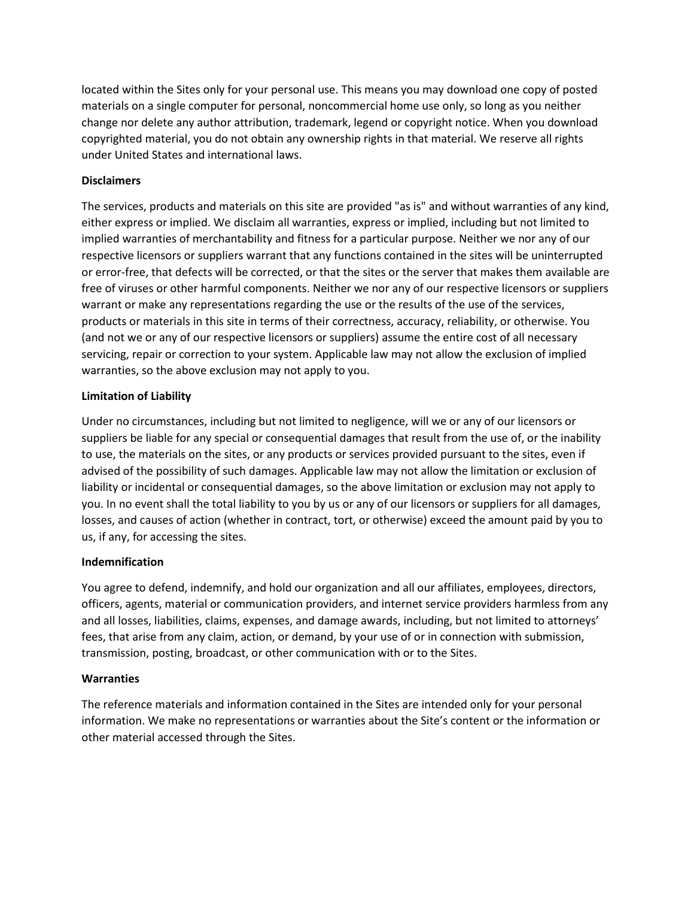located within the Sites only for your personal use. This means you may download one copy of posted materials on a single computer for personal, noncommercial home use only, so long as you neither change nor delete any author attribution, trademark, legend or copyright notice. When you download copyrighted material, you do not obtain any ownership rights in that material. We reserve all rights under United States and international laws.

**Disclaimers**

The services, products and materials on this site are provided "as is" and without warranties of any kind, either express or implied. We disclaim all warranties, express or implied, including but not limited to implied warranties of merchantability and fitness for a particular purpose. Neither we nor any of our respective licensors or suppliers warrant that any functions contained in the sites will be uninterrupted or error-free, that defects will be corrected, or that the sites or the server that makes them available are free of viruses or other harmful components. Neither we nor any of our respective licensors or suppliers warrant or make any representations regarding the use or the results of the use of the services, products or materials in this site in terms of their correctness, accuracy, reliability, or otherwise. You (and not we or any of our respective licensors or suppliers) assume the entire cost of all necessary servicing, repair or correction to your system. Applicable law may not allow the exclusion of implied warranties, so the above exclusion may not apply to you.

**Limitation of Liability**

Under no circumstances, including but not limited to negligence, will we or any of our licensors or suppliers be liable for any special or consequential damages that result from the use of, or the inability to use, the materials on the sites, or any products or services provided pursuant to the sites, even if advised of the possibility of such damages. Applicable law may not allow the limitation or exclusion of liability or incidental or consequential damages, so the above limitation or exclusion may not apply to you. In no event shall the total liability to you by us or any of our licensors or suppliers for all damages, losses, and causes of action (whether in contract, tort, or otherwise) exceed the amount paid by you to us, if any, for accessing the sites.

**Indemnification**

You agree to defend, indemnify, and hold our organization and all our affiliates, employees, directors, officers, agents, material or communication providers, and internet service providers harmless from any and all losses, liabilities, claims, expenses, and damage awards, including, but not limited to attorneys' fees, that arise from any claim, action, or demand, by your use of or in connection with submission, transmission, posting, broadcast, or other communication with or to the Sites.

**Warranties**

The reference materials and information contained in the Sites are intended only for your personal information. We make no representations or warranties about the Site's content or the information or other material accessed through the Sites.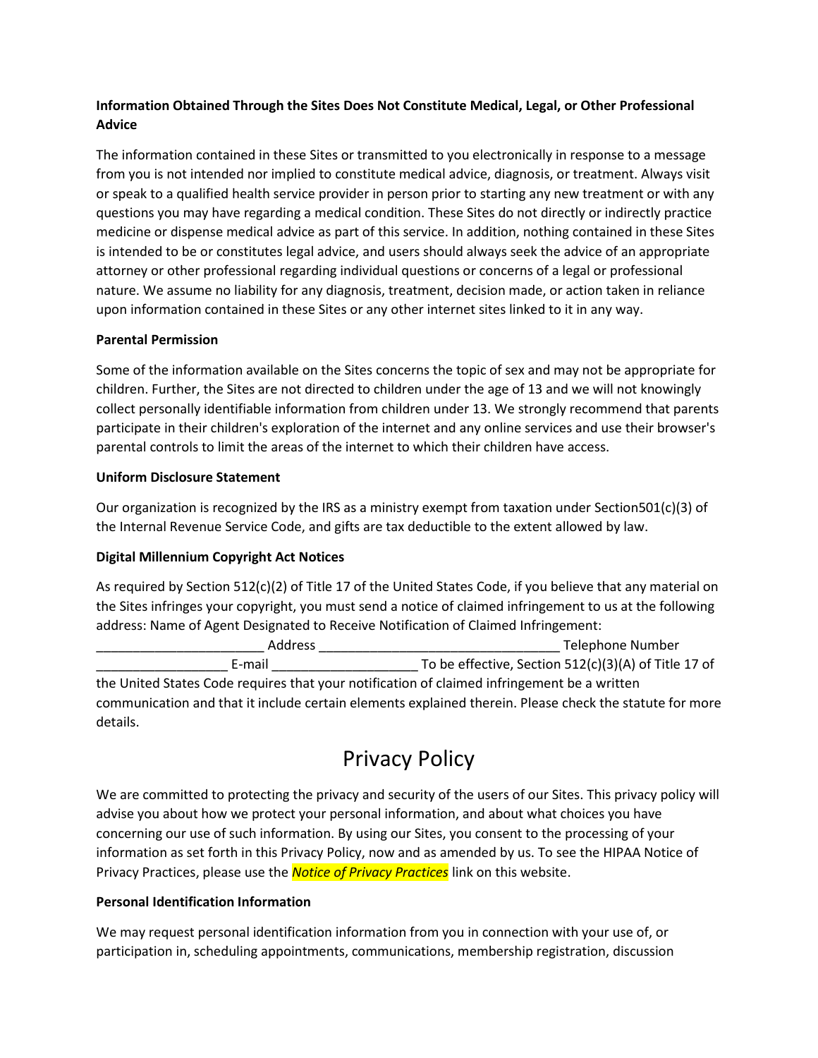**Information Obtained Through the Sites Does Not Constitute Medical, Legal, or Other Professional Advice**

The information contained in these Sites or transmitted to you electronically in response to a message from you is not intended nor implied to constitute medical advice, diagnosis, or treatment. Always visit or speak to a qualified health service provider in person prior to starting any new treatment or with any questions you may have regarding a medical condition. These Sites do not directly or indirectly practice medicine or dispense medical advice as part of this service. In addition, nothing contained in these Sites is intended to be or constitutes legal advice, and users should always seek the advice of an appropriate attorney or other professional regarding individual questions or concerns of a legal or professional nature. We assume no liability for any diagnosis, treatment, decision made, or action taken in reliance upon information contained in these Sites or any other internet sites linked to it in any way.

**Parental Permission**

Some of the information available on the Sites concerns the topic of sex and may not be appropriate for children. Further, the Sites are not directed to children under the age of 13 and we will not knowingly collect personally identifiable information from children under 13. We strongly recommend that parents participate in their children's exploration of the internet and any online services and use their browser's parental controls to limit the areas of the internet to which their children have access.

**Uniform Disclosure Statement**

Our organization is recognized by the IRS as a ministry exempt from taxation under Section501(c)(3) of the Internal Revenue Service Code, and gifts are tax deductible to the extent allowed by law.

**Digital Millennium Copyright Act Notices**

As required by Section 512(c)(2) of Title 17 of the United States Code, if you believe that any material on the Sites infringes your copyright, you must send a notice of claimed infringement to us at the following address: Name of Agent Designated to Receive Notification of Claimed Infringement: _______________________ Address _________________________________ Telephone Number __________________ E-mail ____________________ To be effective, Section 512(c)(3)(A) of Title 17 of the United States Code requires that your notification of claimed infringement be a written communication and that it include certain elements explained therein. Please check the statute for more details.

# Privacy Policy

We are committed to protecting the privacy and security of the users of our Sites. This privacy policy will advise you about how we protect your personal information, and about what choices you have concerning our use of such information. By using our Sites, you consent to the processing of your information as set forth in this Privacy Policy, now and as amended by us. To see the HIPAA Notice of Privacy Practices, please use the *Notice of Privacy Practices* link on this website.

**Personal Identification Information**

We may request personal identification information from you in connection with your use of, or participation in, scheduling appointments, communications, membership registration, discussion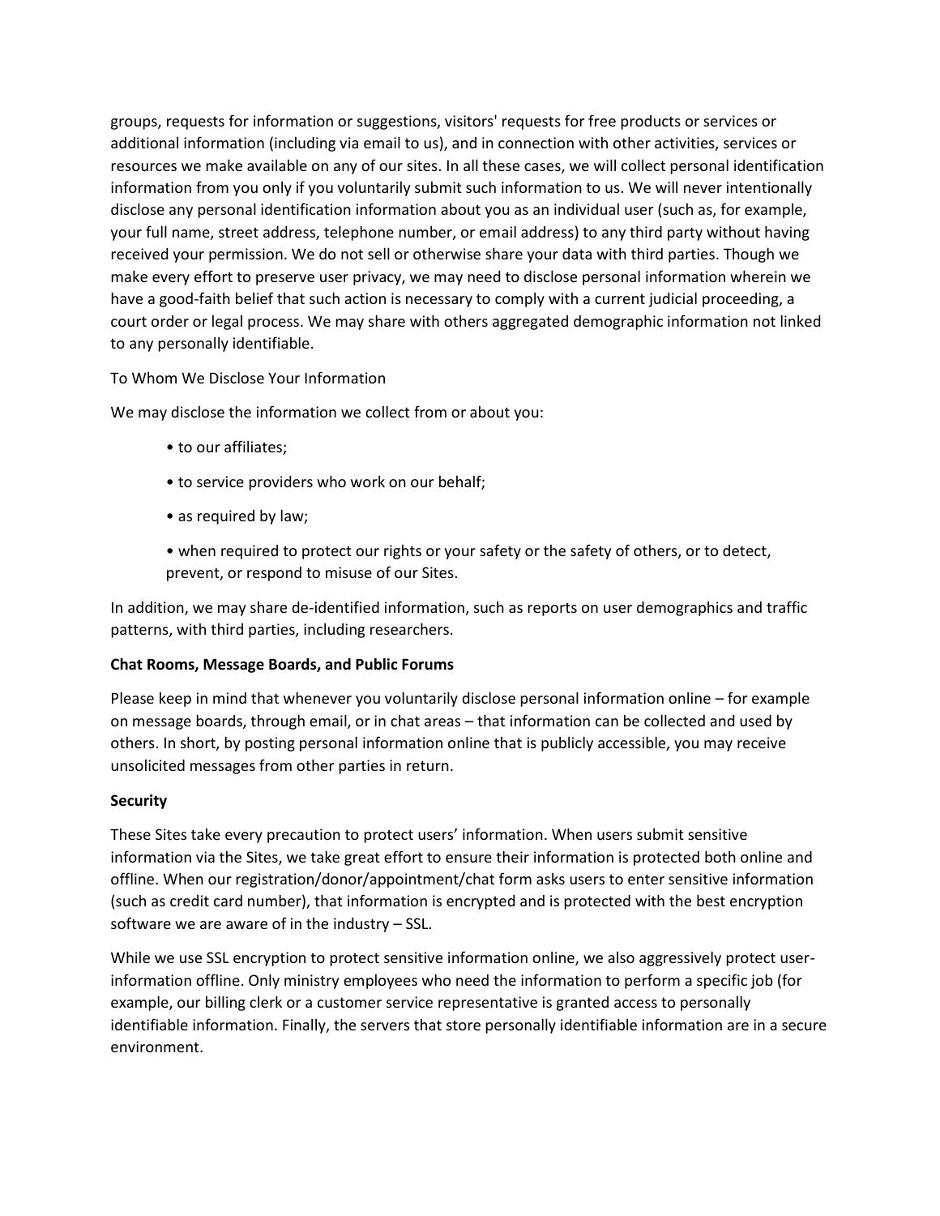groups, requests for information or suggestions, visitors' requests for free products or services or additional information (including via email to us), and in connection with other activities, services or resources we make available on any of our sites. In all these cases, we will collect personal identification information from you only if you voluntarily submit such information to us. We will never intentionally disclose any personal identification information about you as an individual user (such as, for example, your full name, street address, telephone number, or email address) to any third party without having received your permission. We do not sell or otherwise share your data with third parties. Though we make every effort to preserve user privacy, we may need to disclose personal information wherein we have a good-faith belief that such action is necessary to comply with a current judicial proceeding, a court order or legal process. We may share with others aggregated demographic information not linked to any personally identifiable.

To Whom We Disclose Your Information

We may disclose the information we collect from or about you:

- to our affiliates;
- to service providers who work on our behalf;
- as required by law;
- when required to protect our rights or your safety or the safety of others, or to detect, prevent, or respond to misuse of our Sites.

In addition, we may share de-identified information, such as reports on user demographics and traffic patterns, with third parties, including researchers.

**Chat Rooms, Message Boards, and Public Forums**

Please keep in mind that whenever you voluntarily disclose personal information online – for example on message boards, through email, or in chat areas – that information can be collected and used by others. In short, by posting personal information online that is publicly accessible, you may receive unsolicited messages from other parties in return.

**Security**

These Sites take every precaution to protect users' information. When users submit sensitive information via the Sites, we take great effort to ensure their information is protected both online and offline. When our registration/donor/appointment/chat form asks users to enter sensitive information (such as credit card number), that information is encrypted and is protected with the best encryption software we are aware of in the industry – SSL.

While we use SSL encryption to protect sensitive information online, we also aggressively protect user-information offline. Only ministry employees who need the information to perform a specific job (for example, our billing clerk or a customer service representative is granted access to personally identifiable information. Finally, the servers that store personally identifiable information are in a secure environment.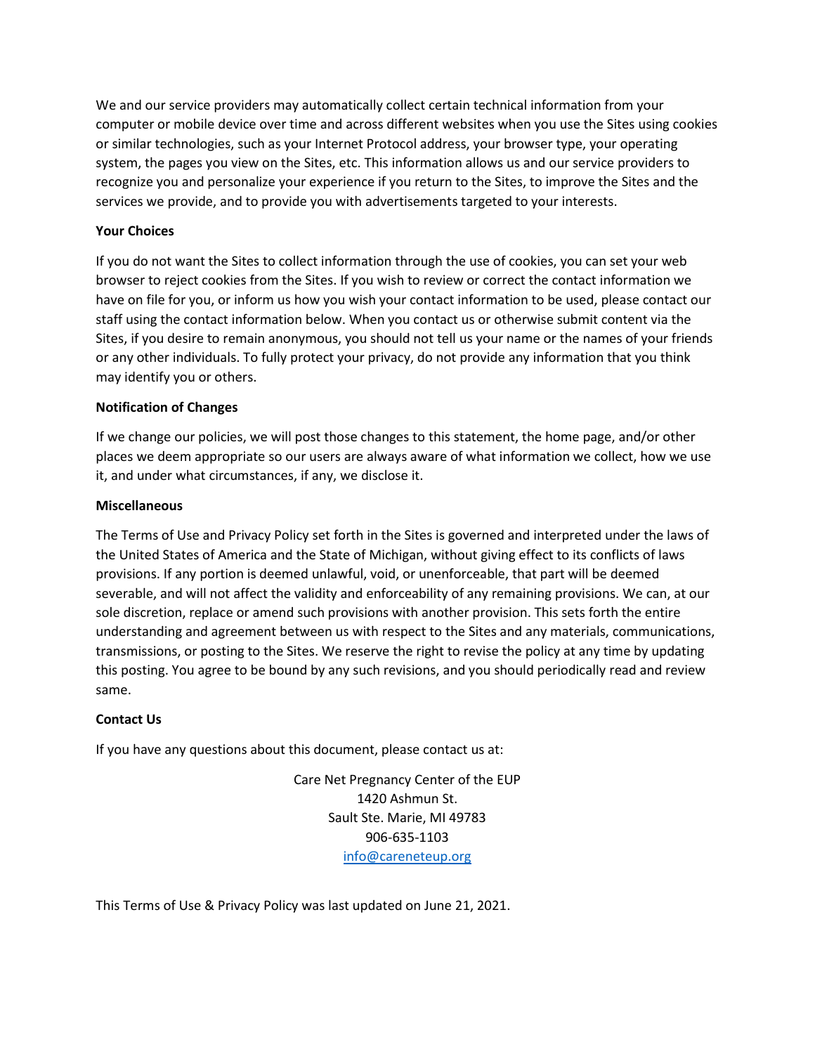We and our service providers may automatically collect certain technical information from your computer or mobile device over time and across different websites when you use the Sites using cookies or similar technologies, such as your Internet Protocol address, your browser type, your operating system, the pages you view on the Sites, etc. This information allows us and our service providers to recognize you and personalize your experience if you return to the Sites, to improve the Sites and the services we provide, and to provide you with advertisements targeted to your interests.

**Your Choices**

If you do not want the Sites to collect information through the use of cookies, you can set your web browser to reject cookies from the Sites. If you wish to review or correct the contact information we have on file for you, or inform us how you wish your contact information to be used, please contact our staff using the contact information below. When you contact us or otherwise submit content via the Sites, if you desire to remain anonymous, you should not tell us your name or the names of your friends or any other individuals. To fully protect your privacy, do not provide any information that you think may identify you or others.

**Notification of Changes**

If we change our policies, we will post those changes to this statement, the home page, and/or other places we deem appropriate so our users are always aware of what information we collect, how we use it, and under what circumstances, if any, we disclose it.

**Miscellaneous**

The Terms of Use and Privacy Policy set forth in the Sites is governed and interpreted under the laws of the United States of America and the State of Michigan, without giving effect to its conflicts of laws provisions. If any portion is deemed unlawful, void, or unenforceable, that part will be deemed severable, and will not affect the validity and enforceability of any remaining provisions. We can, at our sole discretion, replace or amend such provisions with another provision. This sets forth the entire understanding and agreement between us with respect to the Sites and any materials, communications, transmissions, or posting to the Sites. We reserve the right to revise the policy at any time by updating this posting. You agree to be bound by any such revisions, and you should periodically read and review same.

**Contact Us**

If you have any questions about this document, please contact us at:

Care Net Pregnancy Center of the EUP
1420 Ashmun St.
Sault Ste. Marie, MI 49783
906-635-1103
info@careneteup.org

This Terms of Use & Privacy Policy was last updated on June 21, 2021.